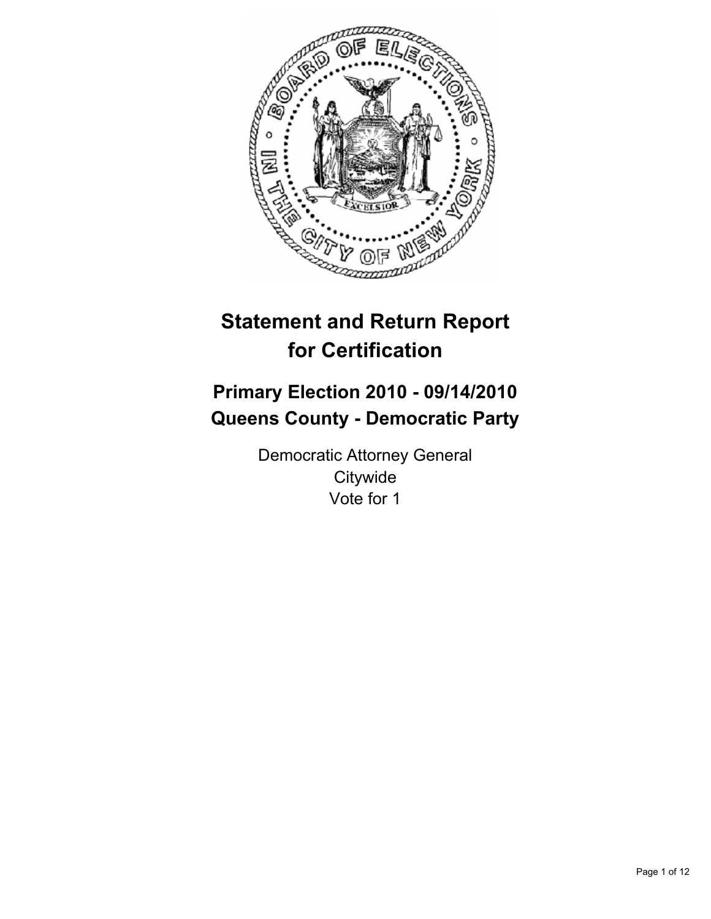# Statement and Return Report for Certification

## Primary Election 2010 - 09/14/2010
## Queens County - Democratic Party

Democratic Attorney General
Citywide
Vote for 1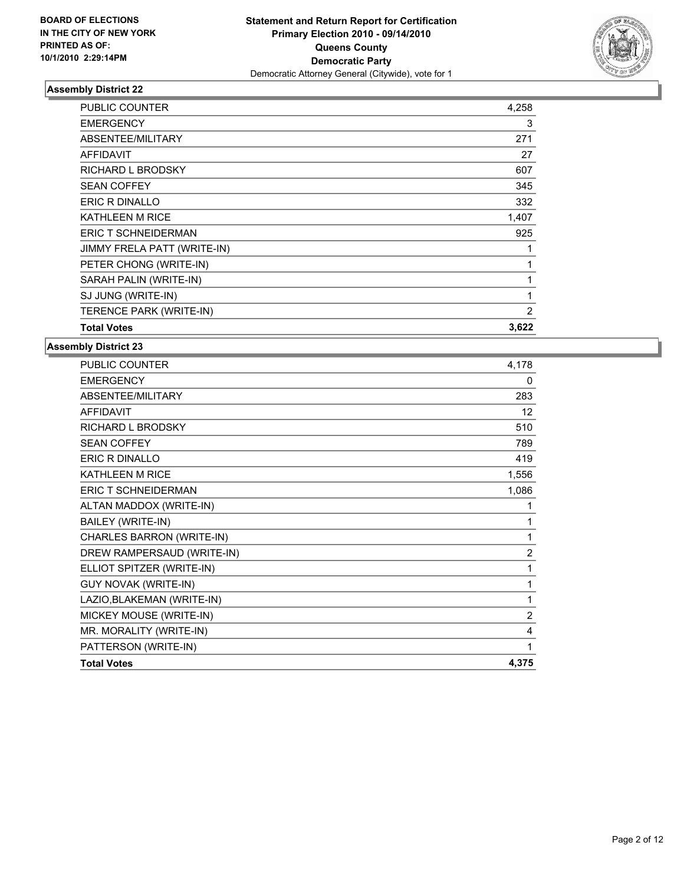**BOARD OF ELECTIONS IN THE CITY OF NEW YORK PRINTED AS OF: 10/1/2010 2:29:14PM**

**Statement and Return Report for Certification**
**Primary Election 2010 - 09/14/2010**
**Queens County**
**Democratic Party**
Democratic Attorney General (Citywide), vote for 1

### Assembly District 22

| | |
|---|---|
| PUBLIC COUNTER | 4,258 |
| EMERGENCY | 3 |
| ABSENTEE/MILITARY | 271 |
| AFFIDAVIT | 27 |
| RICHARD L BRODSKY | 607 |
| SEAN COFFEY | 345 |
| ERIC R DINALLO | 332 |
| KATHLEEN M RICE | 1,407 |
| ERIC T SCHNEIDERMAN | 925 |
| JIMMY FRELA PATT (WRITE-IN) | 1 |
| PETER CHONG (WRITE-IN) | 1 |
| SARAH PALIN (WRITE-IN) | 1 |
| SJ JUNG (WRITE-IN) | 1 |
| TERENCE PARK (WRITE-IN) | 2 |
| **Total Votes** | **3,622** |

### Assembly District 23

| | |
|---|---|
| PUBLIC COUNTER | 4,178 |
| EMERGENCY | 0 |
| ABSENTEE/MILITARY | 283 |
| AFFIDAVIT | 12 |
| RICHARD L BRODSKY | 510 |
| SEAN COFFEY | 789 |
| ERIC R DINALLO | 419 |
| KATHLEEN M RICE | 1,556 |
| ERIC T SCHNEIDERMAN | 1,086 |
| ALTAN MADDOX (WRITE-IN) | 1 |
| BAILEY (WRITE-IN) | 1 |
| CHARLES BARRON (WRITE-IN) | 1 |
| DREW RAMPERSAUD (WRITE-IN) | 2 |
| ELLIOT SPITZER (WRITE-IN) | 1 |
| GUY NOVAK (WRITE-IN) | 1 |
| LAZIO,BLAKEMAN (WRITE-IN) | 1 |
| MICKEY MOUSE (WRITE-IN) | 2 |
| MR. MORALITY (WRITE-IN) | 4 |
| PATTERSON (WRITE-IN) | 1 |
| **Total Votes** | **4,375** |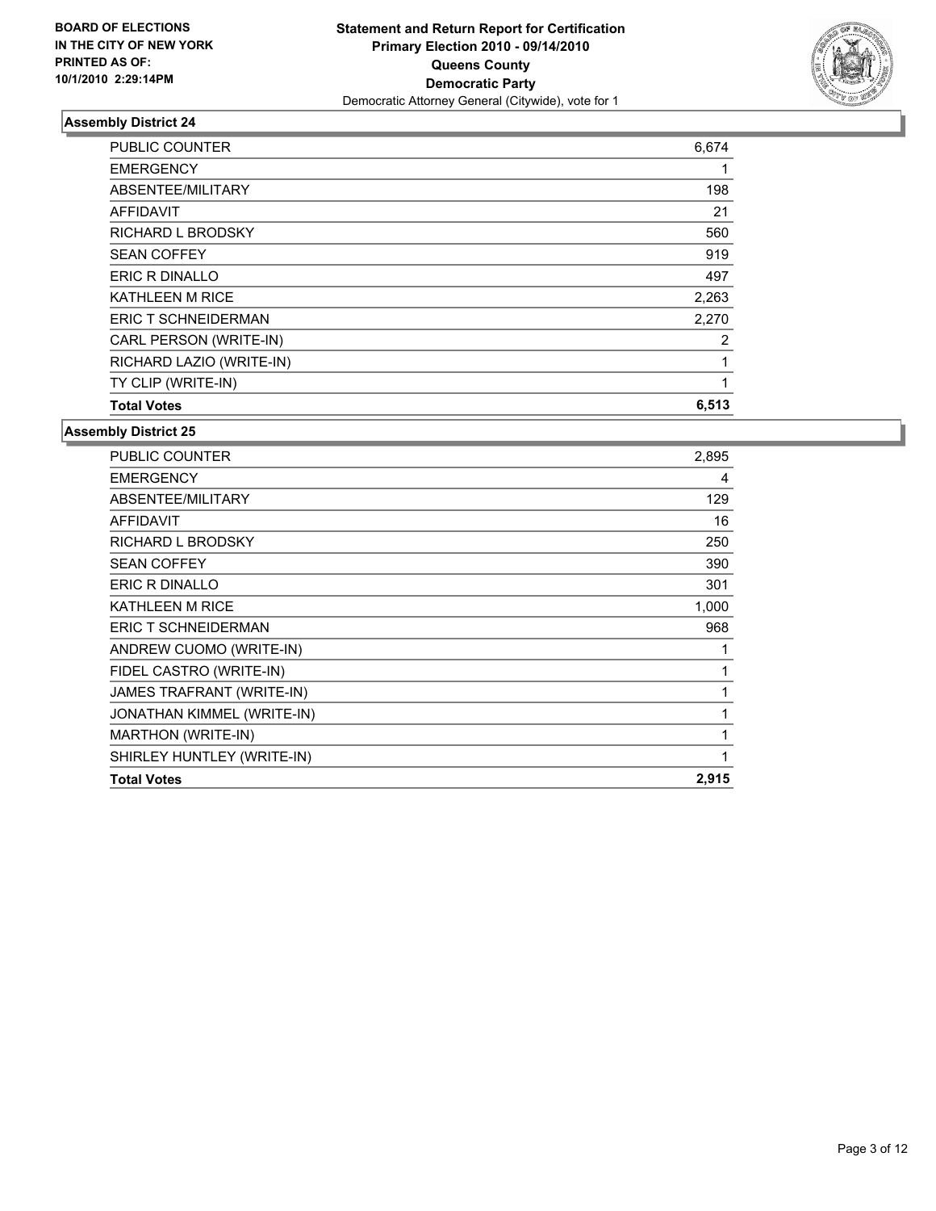**BOARD OF ELECTIONS IN THE CITY OF NEW YORK PRINTED AS OF: 10/1/2010 2:29:14PM**

**Statement and Return Report for Certification**
**Primary Election 2010 - 09/14/2010**
**Queens County**
**Democratic Party**
Democratic Attorney General (Citywide), vote for 1

## Assembly District 24

| | |
|---|---|
| PUBLIC COUNTER | 6,674 |
| EMERGENCY | 1 |
| ABSENTEE/MILITARY | 198 |
| AFFIDAVIT | 21 |
| RICHARD L BRODSKY | 560 |
| SEAN COFFEY | 919 |
| ERIC R DINALLO | 497 |
| KATHLEEN M RICE | 2,263 |
| ERIC T SCHNEIDERMAN | 2,270 |
| CARL PERSON (WRITE-IN) | 2 |
| RICHARD LAZIO (WRITE-IN) | 1 |
| TY CLIP (WRITE-IN) | 1 |
| **Total Votes** | **6,513** |

## Assembly District 25

| | |
|---|---|
| PUBLIC COUNTER | 2,895 |
| EMERGENCY | 4 |
| ABSENTEE/MILITARY | 129 |
| AFFIDAVIT | 16 |
| RICHARD L BRODSKY | 250 |
| SEAN COFFEY | 390 |
| ERIC R DINALLO | 301 |
| KATHLEEN M RICE | 1,000 |
| ERIC T SCHNEIDERMAN | 968 |
| ANDREW CUOMO (WRITE-IN) | 1 |
| FIDEL CASTRO (WRITE-IN) | 1 |
| JAMES TRAFRANT (WRITE-IN) | 1 |
| JONATHAN KIMMEL (WRITE-IN) | 1 |
| MARTHON (WRITE-IN) | 1 |
| SHIRLEY HUNTLEY (WRITE-IN) | 1 |
| **Total Votes** | **2,915** |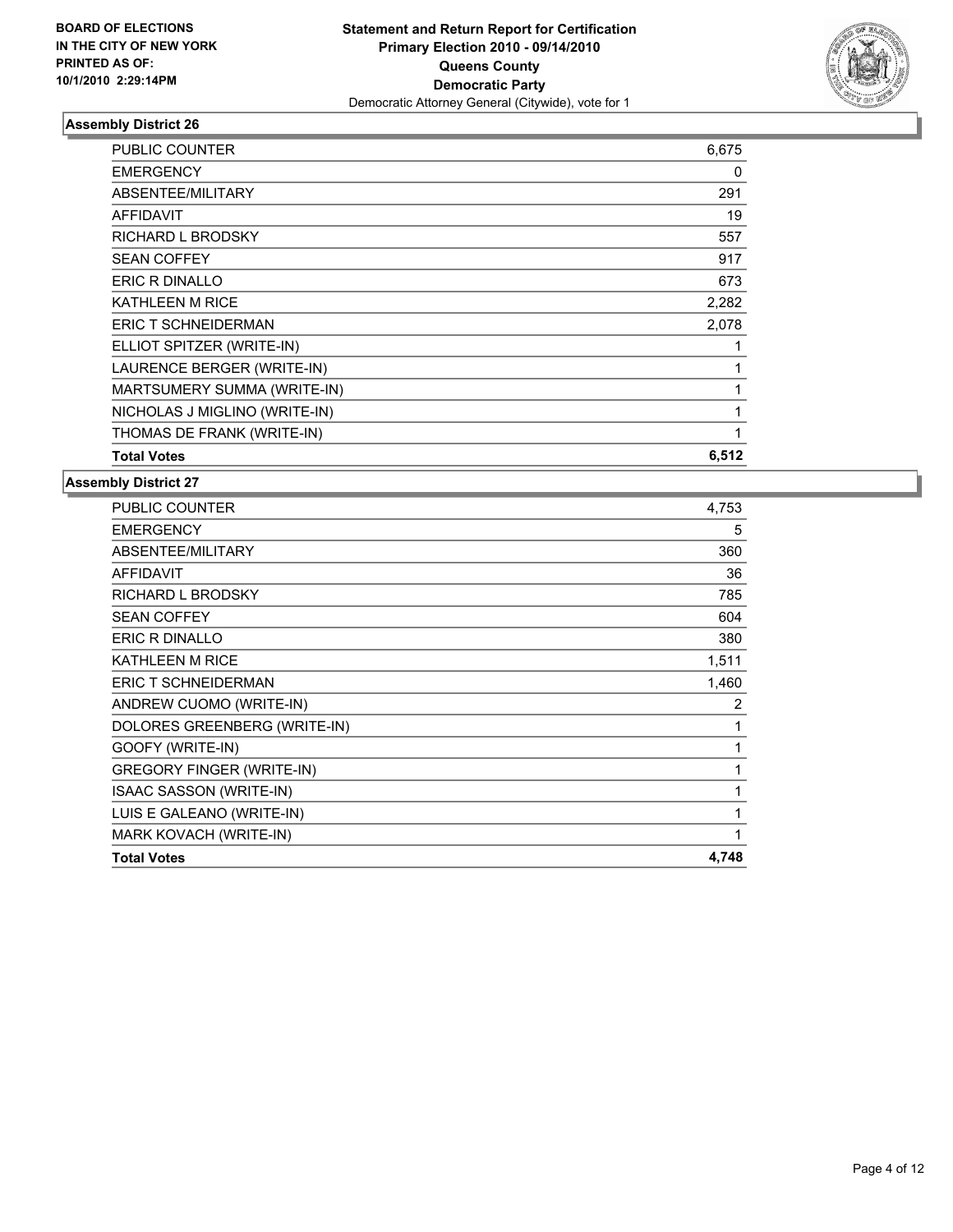**BOARD OF ELECTIONS IN THE CITY OF NEW YORK PRINTED AS OF: 10/1/2010 2:29:14PM**

**Statement and Return Report for Certification**
**Primary Election 2010 - 09/14/2010**
**Queens County**
**Democratic Party**
Democratic Attorney General (Citywide), vote for 1

## Assembly District 26

| | |
|---|---|
| PUBLIC COUNTER | 6,675 |
| EMERGENCY | 0 |
| ABSENTEE/MILITARY | 291 |
| AFFIDAVIT | 19 |
| RICHARD L BRODSKY | 557 |
| SEAN COFFEY | 917 |
| ERIC R DINALLO | 673 |
| KATHLEEN M RICE | 2,282 |
| ERIC T SCHNEIDERMAN | 2,078 |
| ELLIOT SPITZER (WRITE-IN) | 1 |
| LAURENCE BERGER (WRITE-IN) | 1 |
| MARTSUMERY SUMMA (WRITE-IN) | 1 |
| NICHOLAS J MIGLINO (WRITE-IN) | 1 |
| THOMAS DE FRANK (WRITE-IN) | 1 |
| **Total Votes** | **6,512** |

## Assembly District 27

| | |
|---|---|
| PUBLIC COUNTER | 4,753 |
| EMERGENCY | 5 |
| ABSENTEE/MILITARY | 360 |
| AFFIDAVIT | 36 |
| RICHARD L BRODSKY | 785 |
| SEAN COFFEY | 604 |
| ERIC R DINALLO | 380 |
| KATHLEEN M RICE | 1,511 |
| ERIC T SCHNEIDERMAN | 1,460 |
| ANDREW CUOMO (WRITE-IN) | 2 |
| DOLORES GREENBERG (WRITE-IN) | 1 |
| GOOFY (WRITE-IN) | 1 |
| GREGORY FINGER (WRITE-IN) | 1 |
| ISAAC SASSON (WRITE-IN) | 1 |
| LUIS E GALEANO (WRITE-IN) | 1 |
| MARK KOVACH (WRITE-IN) | 1 |
| **Total Votes** | **4,748** |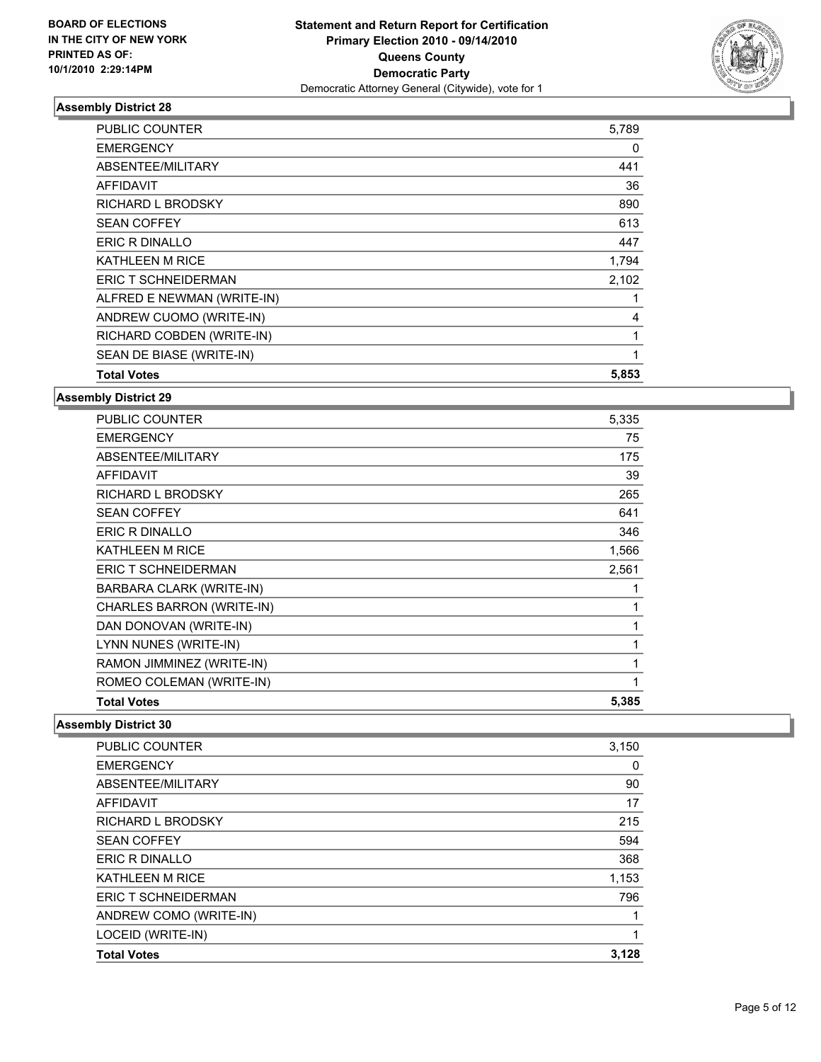**BOARD OF ELECTIONS IN THE CITY OF NEW YORK PRINTED AS OF: 10/1/2010 2:29:14PM**

**Statement and Return Report for Certification Primary Election 2010 - 09/14/2010 Queens County Democratic Party**
Democratic Attorney General (Citywide), vote for 1

### Assembly District 28

| | |
|---|---|
| PUBLIC COUNTER | 5,789 |
| EMERGENCY | 0 |
| ABSENTEE/MILITARY | 441 |
| AFFIDAVIT | 36 |
| RICHARD L BRODSKY | 890 |
| SEAN COFFEY | 613 |
| ERIC R DINALLO | 447 |
| KATHLEEN M RICE | 1,794 |
| ERIC T SCHNEIDERMAN | 2,102 |
| ALFRED E NEWMAN (WRITE-IN) | 1 |
| ANDREW CUOMO (WRITE-IN) | 4 |
| RICHARD COBDEN (WRITE-IN) | 1 |
| SEAN DE BIASE (WRITE-IN) | 1 |
| **Total Votes** | **5,853** |

### Assembly District 29

| | |
|---|---|
| PUBLIC COUNTER | 5,335 |
| EMERGENCY | 75 |
| ABSENTEE/MILITARY | 175 |
| AFFIDAVIT | 39 |
| RICHARD L BRODSKY | 265 |
| SEAN COFFEY | 641 |
| ERIC R DINALLO | 346 |
| KATHLEEN M RICE | 1,566 |
| ERIC T SCHNEIDERMAN | 2,561 |
| BARBARA CLARK (WRITE-IN) | 1 |
| CHARLES BARRON (WRITE-IN) | 1 |
| DAN DONOVAN (WRITE-IN) | 1 |
| LYNN NUNES (WRITE-IN) | 1 |
| RAMON JIMMINEZ (WRITE-IN) | 1 |
| ROMEO COLEMAN (WRITE-IN) | 1 |
| **Total Votes** | **5,385** |

### Assembly District 30

| | |
|---|---|
| PUBLIC COUNTER | 3,150 |
| EMERGENCY | 0 |
| ABSENTEE/MILITARY | 90 |
| AFFIDAVIT | 17 |
| RICHARD L BRODSKY | 215 |
| SEAN COFFEY | 594 |
| ERIC R DINALLO | 368 |
| KATHLEEN M RICE | 1,153 |
| ERIC T SCHNEIDERMAN | 796 |
| ANDREW COMO (WRITE-IN) | 1 |
| LOCEID (WRITE-IN) | 1 |
| **Total Votes** | **3,128** |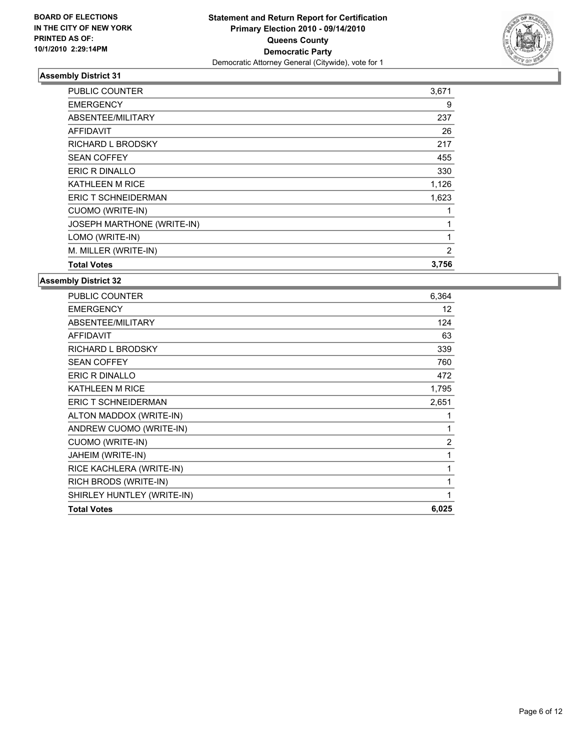**BOARD OF ELECTIONS IN THE CITY OF NEW YORK PRINTED AS OF: 10/1/2010 2:29:14PM**

# Statement and Return Report for Certification
## Primary Election 2010 - 09/14/2010
## Queens County
## Democratic Party
Democratic Attorney General (Citywide), vote for 1

### Assembly District 31

| | |
|---|---|
| PUBLIC COUNTER | 3,671 |
| EMERGENCY | 9 |
| ABSENTEE/MILITARY | 237 |
| AFFIDAVIT | 26 |
| RICHARD L BRODSKY | 217 |
| SEAN COFFEY | 455 |
| ERIC R DINALLO | 330 |
| KATHLEEN M RICE | 1,126 |
| ERIC T SCHNEIDERMAN | 1,623 |
| CUOMO (WRITE-IN) | 1 |
| JOSEPH MARTHONE (WRITE-IN) | 1 |
| LOMO (WRITE-IN) | 1 |
| M. MILLER (WRITE-IN) | 2 |
| **Total Votes** | **3,756** |

### Assembly District 32

| | |
|---|---|
| PUBLIC COUNTER | 6,364 |
| EMERGENCY | 12 |
| ABSENTEE/MILITARY | 124 |
| AFFIDAVIT | 63 |
| RICHARD L BRODSKY | 339 |
| SEAN COFFEY | 760 |
| ERIC R DINALLO | 472 |
| KATHLEEN M RICE | 1,795 |
| ERIC T SCHNEIDERMAN | 2,651 |
| ALTON MADDOX (WRITE-IN) | 1 |
| ANDREW CUOMO (WRITE-IN) | 1 |
| CUOMO (WRITE-IN) | 2 |
| JAHEIM (WRITE-IN) | 1 |
| RICE KACHLERA (WRITE-IN) | 1 |
| RICH BRODS (WRITE-IN) | 1 |
| SHIRLEY HUNTLEY (WRITE-IN) | 1 |
| **Total Votes** | **6,025** |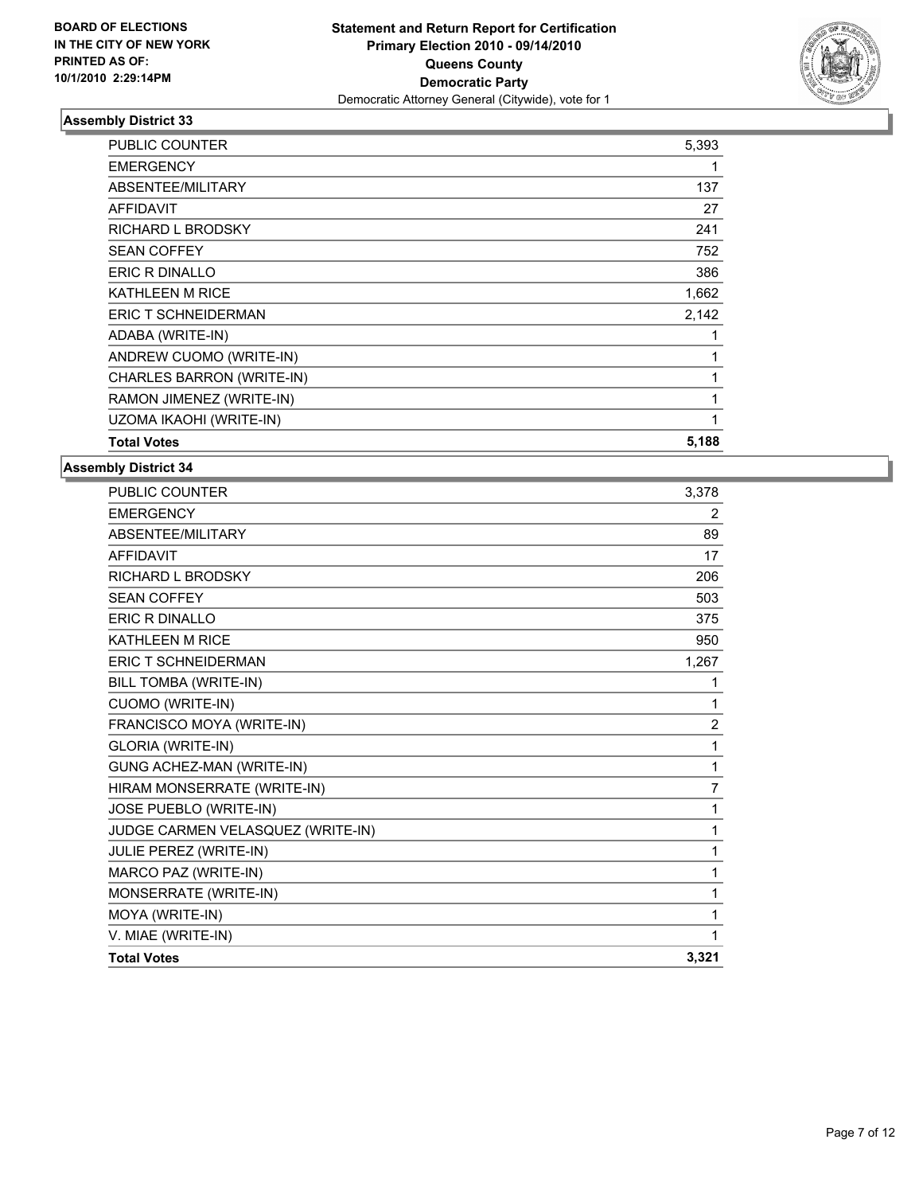**BOARD OF ELECTIONS IN THE CITY OF NEW YORK PRINTED AS OF: 10/1/2010 2:29:14PM**

**Statement and Return Report for Certification**
**Primary Election 2010 - 09/14/2010**
**Queens County**
**Democratic Party**
Democratic Attorney General (Citywide), vote for 1

### Assembly District 33

| | |
|---|---|
| PUBLIC COUNTER | 5,393 |
| EMERGENCY | 1 |
| ABSENTEE/MILITARY | 137 |
| AFFIDAVIT | 27 |
| RICHARD L BRODSKY | 241 |
| SEAN COFFEY | 752 |
| ERIC R DINALLO | 386 |
| KATHLEEN M RICE | 1,662 |
| ERIC T SCHNEIDERMAN | 2,142 |
| ADABA (WRITE-IN) | 1 |
| ANDREW CUOMO (WRITE-IN) | 1 |
| CHARLES BARRON (WRITE-IN) | 1 |
| RAMON JIMENEZ (WRITE-IN) | 1 |
| UZOMA IKAOHI (WRITE-IN) | 1 |
| **Total Votes** | **5,188** |

### Assembly District 34

| | |
|---|---|
| PUBLIC COUNTER | 3,378 |
| EMERGENCY | 2 |
| ABSENTEE/MILITARY | 89 |
| AFFIDAVIT | 17 |
| RICHARD L BRODSKY | 206 |
| SEAN COFFEY | 503 |
| ERIC R DINALLO | 375 |
| KATHLEEN M RICE | 950 |
| ERIC T SCHNEIDERMAN | 1,267 |
| BILL TOMBA (WRITE-IN) | 1 |
| CUOMO (WRITE-IN) | 1 |
| FRANCISCO MOYA (WRITE-IN) | 2 |
| GLORIA (WRITE-IN) | 1 |
| GUNG ACHEZ-MAN (WRITE-IN) | 1 |
| HIRAM MONSERRATE (WRITE-IN) | 7 |
| JOSE PUEBLO (WRITE-IN) | 1 |
| JUDGE CARMEN VELASQUEZ (WRITE-IN) | 1 |
| JULIE PEREZ (WRITE-IN) | 1 |
| MARCO PAZ (WRITE-IN) | 1 |
| MONSERRATE (WRITE-IN) | 1 |
| MOYA (WRITE-IN) | 1 |
| V. MIAE (WRITE-IN) | 1 |
| **Total Votes** | **3,321** |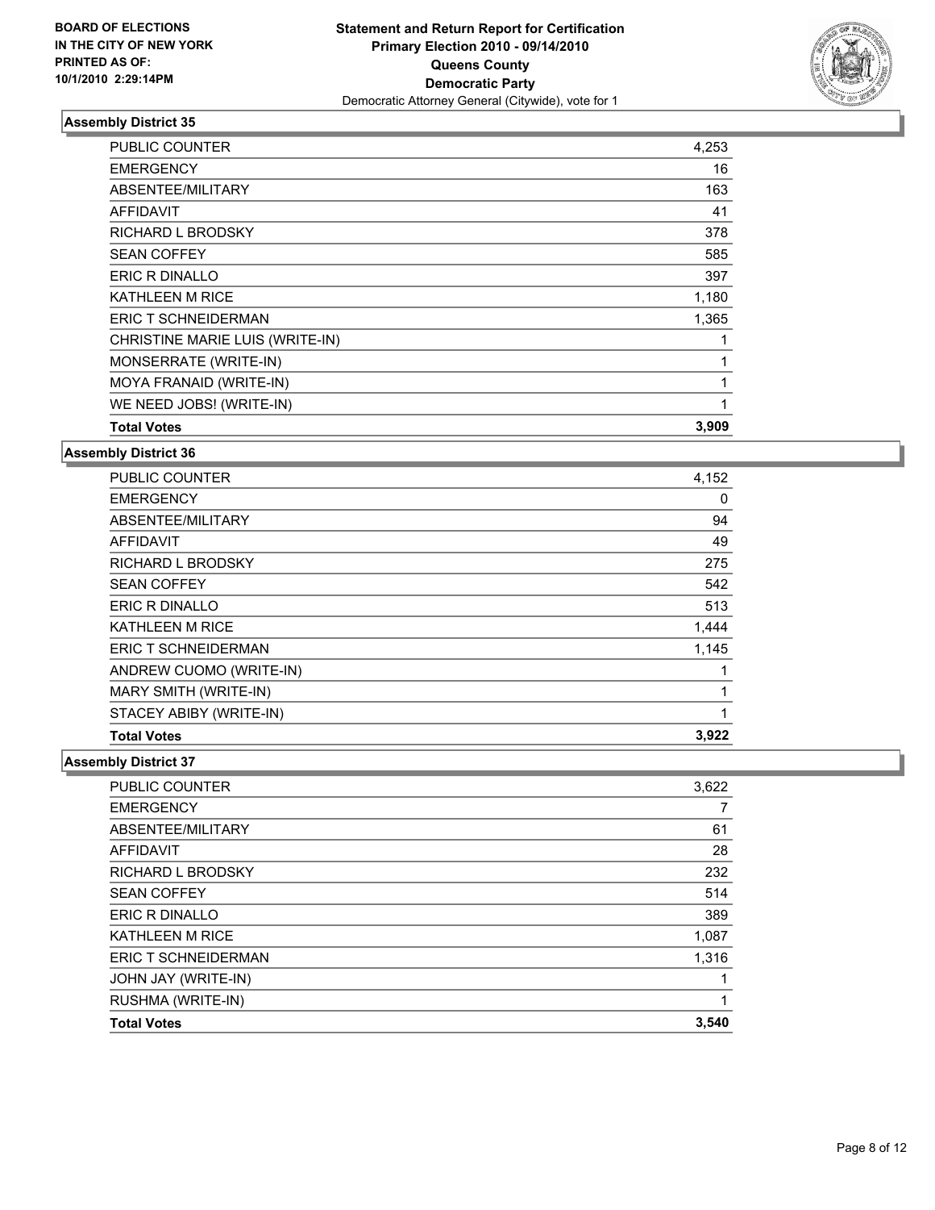**BOARD OF ELECTIONS IN THE CITY OF NEW YORK PRINTED AS OF: 10/1/2010 2:29:14PM**

**Statement and Return Report for Certification Primary Election 2010 - 09/14/2010 Queens County Democratic Party**
Democratic Attorney General (Citywide), vote for 1

### Assembly District 35

| | |
|---|---|
| PUBLIC COUNTER | 4,253 |
| EMERGENCY | 16 |
| ABSENTEE/MILITARY | 163 |
| AFFIDAVIT | 41 |
| RICHARD L BRODSKY | 378 |
| SEAN COFFEY | 585 |
| ERIC R DINALLO | 397 |
| KATHLEEN M RICE | 1,180 |
| ERIC T SCHNEIDERMAN | 1,365 |
| CHRISTINE MARIE LUIS (WRITE-IN) | 1 |
| MONSERRATE (WRITE-IN) | 1 |
| MOYA FRANAID (WRITE-IN) | 1 |
| WE NEED JOBS! (WRITE-IN) | 1 |
| **Total Votes** | **3,909** |

### Assembly District 36

| | |
|---|---|
| PUBLIC COUNTER | 4,152 |
| EMERGENCY | 0 |
| ABSENTEE/MILITARY | 94 |
| AFFIDAVIT | 49 |
| RICHARD L BRODSKY | 275 |
| SEAN COFFEY | 542 |
| ERIC R DINALLO | 513 |
| KATHLEEN M RICE | 1,444 |
| ERIC T SCHNEIDERMAN | 1,145 |
| ANDREW CUOMO (WRITE-IN) | 1 |
| MARY SMITH (WRITE-IN) | 1 |
| STACEY ABIBY (WRITE-IN) | 1 |
| **Total Votes** | **3,922** |

### Assembly District 37

| | |
|---|---|
| PUBLIC COUNTER | 3,622 |
| EMERGENCY | 7 |
| ABSENTEE/MILITARY | 61 |
| AFFIDAVIT | 28 |
| RICHARD L BRODSKY | 232 |
| SEAN COFFEY | 514 |
| ERIC R DINALLO | 389 |
| KATHLEEN M RICE | 1,087 |
| ERIC T SCHNEIDERMAN | 1,316 |
| JOHN JAY (WRITE-IN) | 1 |
| RUSHMA (WRITE-IN) | 1 |
| **Total Votes** | **3,540** |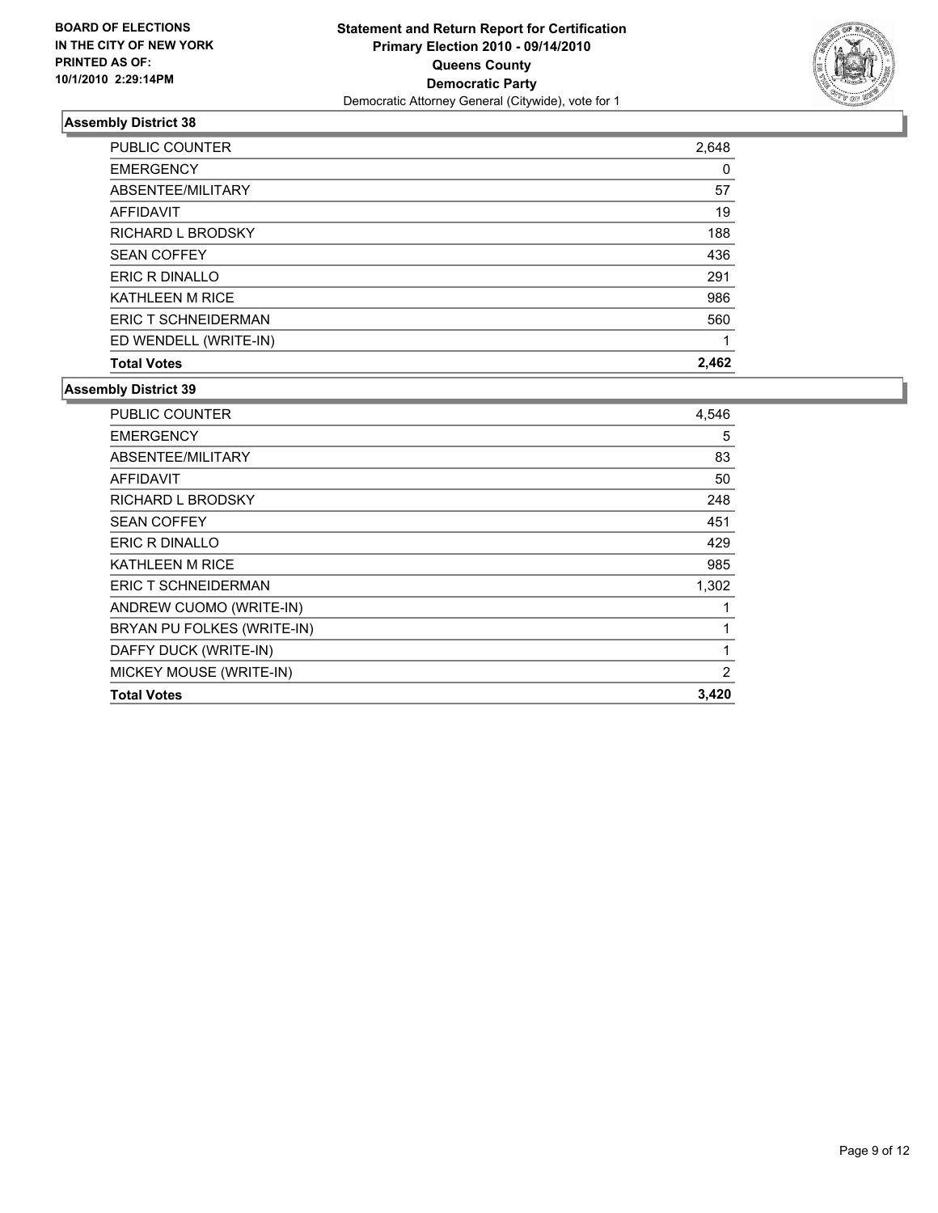**BOARD OF ELECTIONS IN THE CITY OF NEW YORK PRINTED AS OF: 10/1/2010 2:29:14PM**

**Statement and Return Report for Certification**
**Primary Election 2010 - 09/14/2010**
**Queens County**
**Democratic Party**
Democratic Attorney General (Citywide), vote for 1

### Assembly District 38

| | |
|---|---|
| PUBLIC COUNTER | 2,648 |
| EMERGENCY | 0 |
| ABSENTEE/MILITARY | 57 |
| AFFIDAVIT | 19 |
| RICHARD L BRODSKY | 188 |
| SEAN COFFEY | 436 |
| ERIC R DINALLO | 291 |
| KATHLEEN M RICE | 986 |
| ERIC T SCHNEIDERMAN | 560 |
| ED WENDELL (WRITE-IN) | 1 |
| **Total Votes** | **2,462** |

### Assembly District 39

| | |
|---|---|
| PUBLIC COUNTER | 4,546 |
| EMERGENCY | 5 |
| ABSENTEE/MILITARY | 83 |
| AFFIDAVIT | 50 |
| RICHARD L BRODSKY | 248 |
| SEAN COFFEY | 451 |
| ERIC R DINALLO | 429 |
| KATHLEEN M RICE | 985 |
| ERIC T SCHNEIDERMAN | 1,302 |
| ANDREW CUOMO (WRITE-IN) | 1 |
| BRYAN PU FOLKES (WRITE-IN) | 1 |
| DAFFY DUCK (WRITE-IN) | 1 |
| MICKEY MOUSE (WRITE-IN) | 2 |
| **Total Votes** | **3,420** |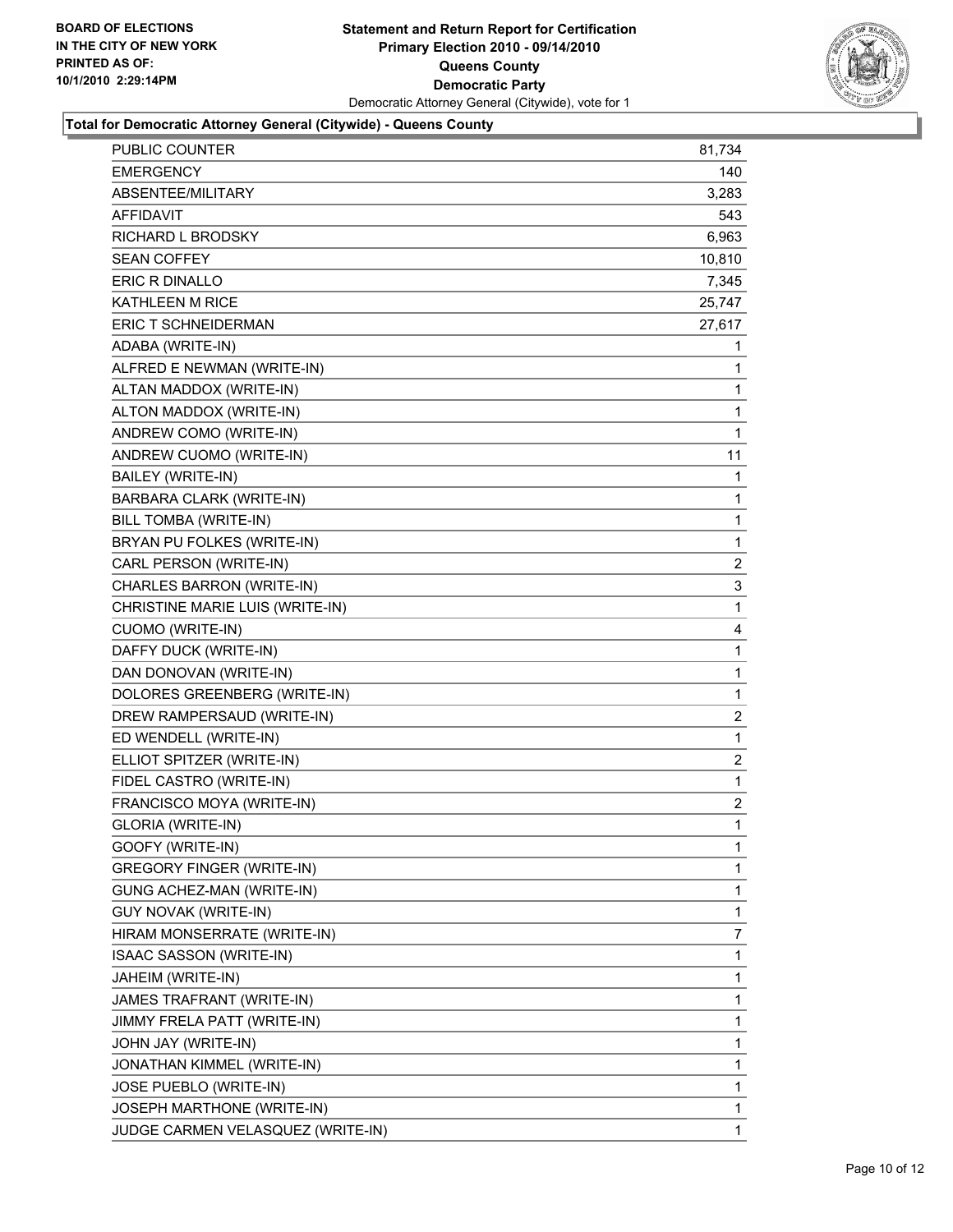BOARD OF ELECTIONS
IN THE CITY OF NEW YORK
PRINTED AS OF:
10/1/2010 2:29:14PM

**Statement and Return Report for Certification**
**Primary Election 2010 - 09/14/2010**
**Queens County**
**Democratic Party**
Democratic Attorney General (Citywide), vote for 1

### Total for Democratic Attorney General (Citywide) - Queens County

| | |
|---|---|
| PUBLIC COUNTER | 81,734 |
| EMERGENCY | 140 |
| ABSENTEE/MILITARY | 3,283 |
| AFFIDAVIT | 543 |
| RICHARD L BRODSKY | 6,963 |
| SEAN COFFEY | 10,810 |
| ERIC R DINALLO | 7,345 |
| KATHLEEN M RICE | 25,747 |
| ERIC T SCHNEIDERMAN | 27,617 |
| ADABA (WRITE-IN) | 1 |
| ALFRED E NEWMAN (WRITE-IN) | 1 |
| ALTAN MADDOX (WRITE-IN) | 1 |
| ALTON MADDOX (WRITE-IN) | 1 |
| ANDREW COMO (WRITE-IN) | 1 |
| ANDREW CUOMO (WRITE-IN) | 11 |
| BAILEY (WRITE-IN) | 1 |
| BARBARA CLARK (WRITE-IN) | 1 |
| BILL TOMBA (WRITE-IN) | 1 |
| BRYAN PU FOLKES (WRITE-IN) | 1 |
| CARL PERSON (WRITE-IN) | 2 |
| CHARLES BARRON (WRITE-IN) | 3 |
| CHRISTINE MARIE LUIS (WRITE-IN) | 1 |
| CUOMO (WRITE-IN) | 4 |
| DAFFY DUCK (WRITE-IN) | 1 |
| DAN DONOVAN (WRITE-IN) | 1 |
| DOLORES GREENBERG (WRITE-IN) | 1 |
| DREW RAMPERSAUD (WRITE-IN) | 2 |
| ED WENDELL (WRITE-IN) | 1 |
| ELLIOT SPITZER (WRITE-IN) | 2 |
| FIDEL CASTRO (WRITE-IN) | 1 |
| FRANCISCO MOYA (WRITE-IN) | 2 |
| GLORIA (WRITE-IN) | 1 |
| GOOFY (WRITE-IN) | 1 |
| GREGORY FINGER (WRITE-IN) | 1 |
| GUNG ACHEZ-MAN (WRITE-IN) | 1 |
| GUY NOVAK (WRITE-IN) | 1 |
| HIRAM MONSERRATE (WRITE-IN) | 7 |
| ISAAC SASSON (WRITE-IN) | 1 |
| JAHEIM (WRITE-IN) | 1 |
| JAMES TRAFRANT (WRITE-IN) | 1 |
| JIMMY FRELA PATT (WRITE-IN) | 1 |
| JOHN JAY (WRITE-IN) | 1 |
| JONATHAN KIMMEL (WRITE-IN) | 1 |
| JOSE PUEBLO (WRITE-IN) | 1 |
| JOSEPH MARTHONE (WRITE-IN) | 1 |
| JUDGE CARMEN VELASQUEZ (WRITE-IN) | 1 |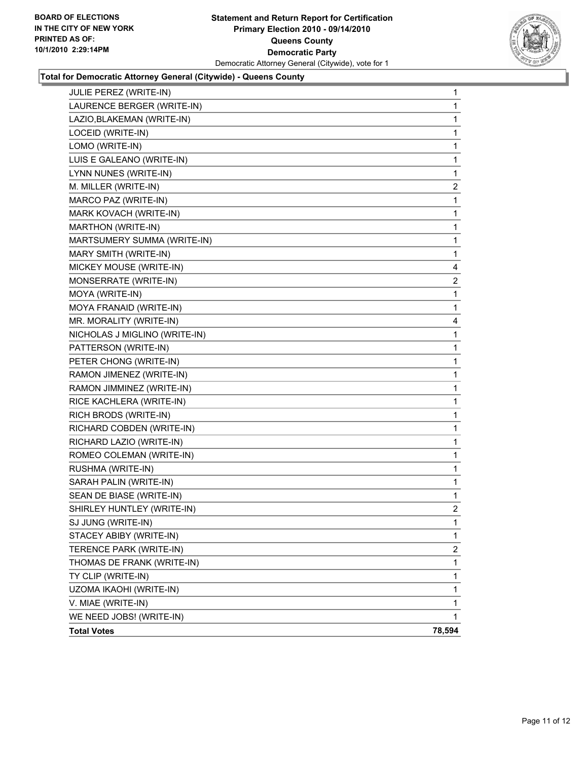**Total for Democratic Attorney General (Citywide) - Queens County**

| Candidate | Votes |
|---|---|
| JULIE PEREZ (WRITE-IN) | 1 |
| LAURENCE BERGER (WRITE-IN) | 1 |
| LAZIO,BLAKEMAN (WRITE-IN) | 1 |
| LOCEID (WRITE-IN) | 1 |
| LOMO (WRITE-IN) | 1 |
| LUIS E GALEANO (WRITE-IN) | 1 |
| LYNN NUNES (WRITE-IN) | 1 |
| M. MILLER (WRITE-IN) | 2 |
| MARCO PAZ (WRITE-IN) | 1 |
| MARK KOVACH (WRITE-IN) | 1 |
| MARTHON (WRITE-IN) | 1 |
| MARTSUMERY SUMMA (WRITE-IN) | 1 |
| MARY SMITH (WRITE-IN) | 1 |
| MICKEY MOUSE (WRITE-IN) | 4 |
| MONSERRATE (WRITE-IN) | 2 |
| MOYA (WRITE-IN) | 1 |
| MOYA FRANAID (WRITE-IN) | 1 |
| MR. MORALITY (WRITE-IN) | 4 |
| NICHOLAS J MIGLINO (WRITE-IN) | 1 |
| PATTERSON (WRITE-IN) | 1 |
| PETER CHONG (WRITE-IN) | 1 |
| RAMON JIMENEZ (WRITE-IN) | 1 |
| RAMON JIMMINEZ (WRITE-IN) | 1 |
| RICE KACHLERA (WRITE-IN) | 1 |
| RICH BRODS (WRITE-IN) | 1 |
| RICHARD COBDEN (WRITE-IN) | 1 |
| RICHARD LAZIO (WRITE-IN) | 1 |
| ROMEO COLEMAN (WRITE-IN) | 1 |
| RUSHMA (WRITE-IN) | 1 |
| SARAH PALIN (WRITE-IN) | 1 |
| SEAN DE BIASE (WRITE-IN) | 1 |
| SHIRLEY HUNTLEY (WRITE-IN) | 2 |
| SJ JUNG (WRITE-IN) | 1 |
| STACEY ABIBY (WRITE-IN) | 1 |
| TERENCE PARK (WRITE-IN) | 2 |
| THOMAS DE FRANK (WRITE-IN) | 1 |
| TY CLIP (WRITE-IN) | 1 |
| UZOMA IKAOHI (WRITE-IN) | 1 |
| V. MIAE (WRITE-IN) | 1 |
| WE NEED JOBS! (WRITE-IN) | 1 |
| **Total Votes** | **78,594** |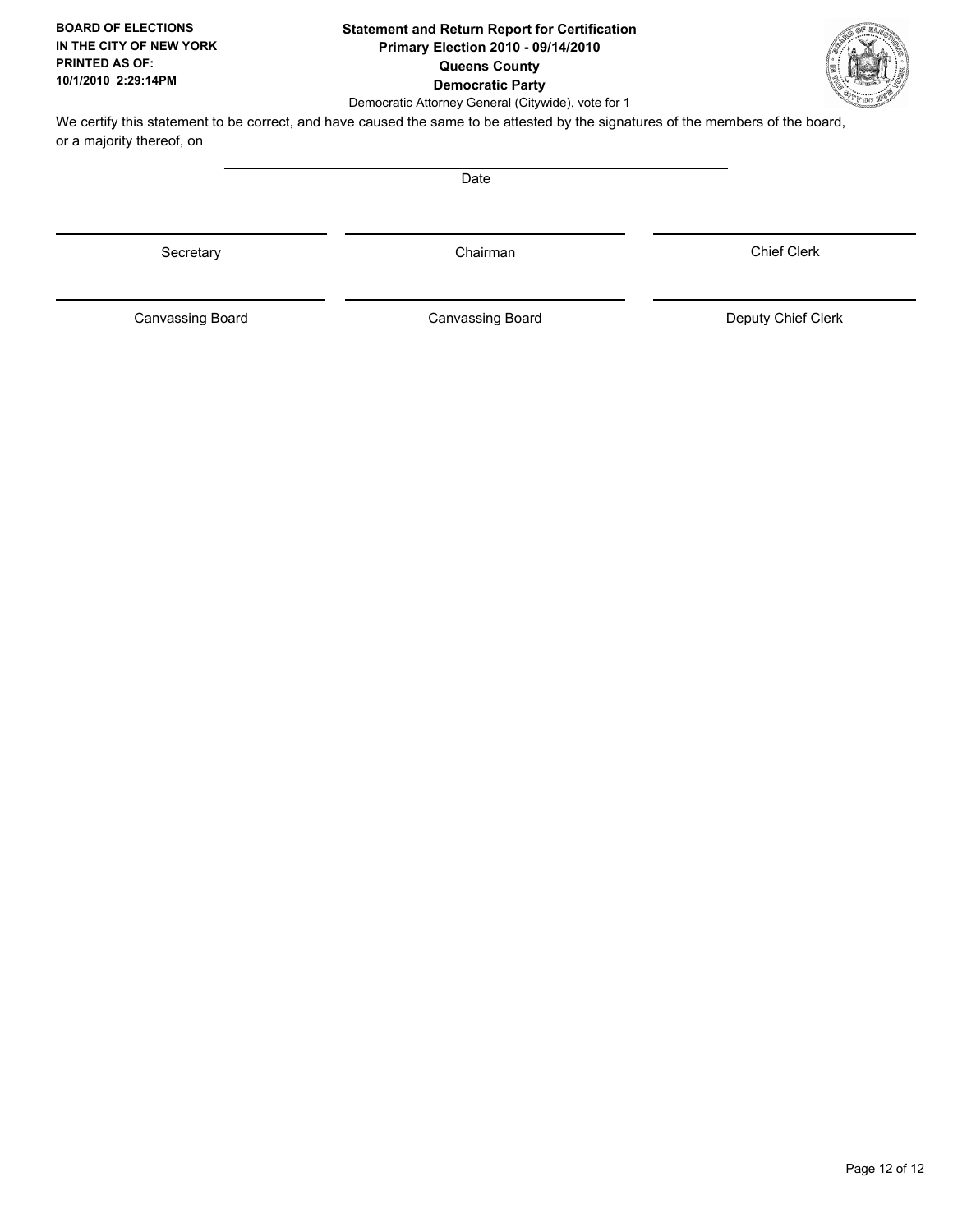**BOARD OF ELECTIONS**
**IN THE CITY OF NEW YORK**
**PRINTED AS OF:**
**10/1/2010 2:29:14PM**

**Statement and Return Report for Certification**
**Primary Election 2010 - 09/14/2010**
**Queens County**
**Democratic Party**
Democratic Attorney General (Citywide), vote for 1

We certify this statement to be correct, and have caused the same to be attested by the signatures of the members of the board, or a majority thereof, on

Date

| | | |
|---|---|---|
| Secretary | Chairman | Chief Clerk |
| Canvassing Board | Canvassing Board | Deputy Chief Clerk |